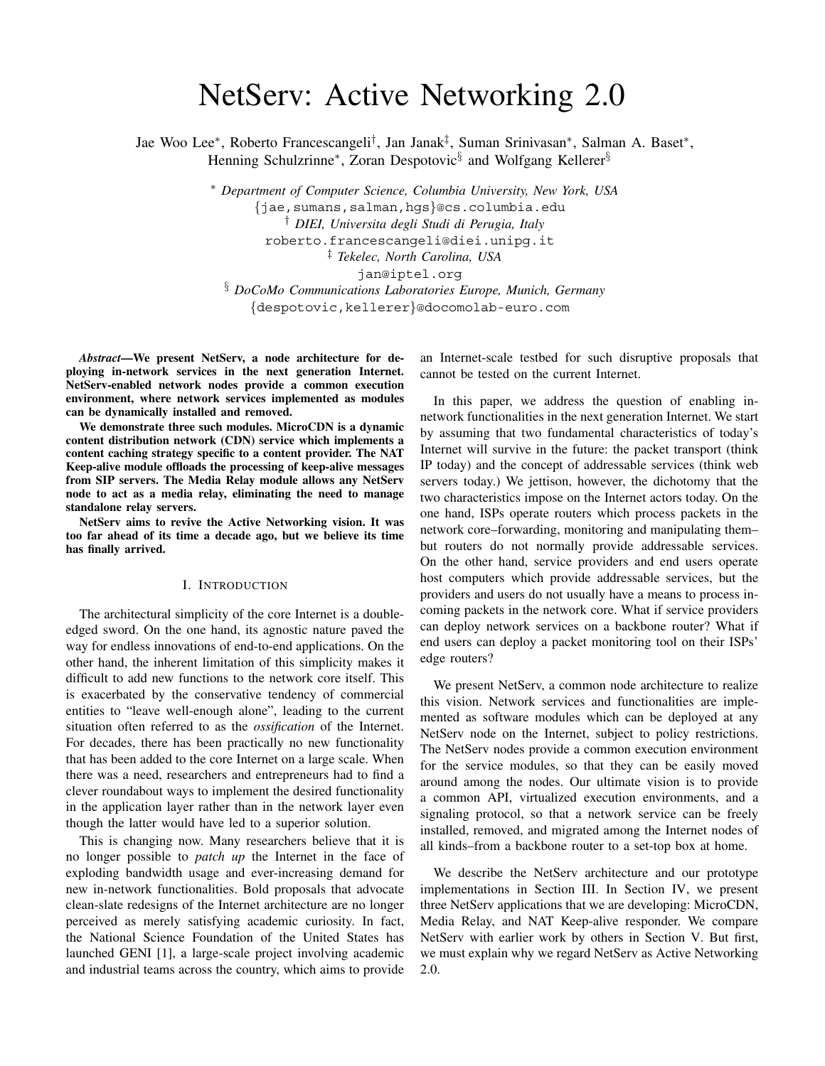# NetServ: Active Networking 2.0

Jae Woo Lee*, Roberto Francescangeli†, Jan Janak‡, Suman Srinivasan*, Salman A. Baset*, Henning Schulzrinne*, Zoran Despotovic§ and Wolfgang Kellerer§

\* *Department of Computer Science, Columbia University, New York, USA*
{jae,sumans,salman,hgs}@cs.columbia.edu
† *DIEI, Universita degli Studi di Perugia, Italy*
roberto.francescangeli@diei.unipg.it
‡ *Tekelec, North Carolina, USA*
jan@iptel.org
§ *DoCoMo Communications Laboratories Europe, Munich, Germany*
{despotovic,kellerer}@docomolab-euro.com

***Abstract*—We present NetServ, a node architecture for deploying in-network services in the next generation Internet. NetServ-enabled network nodes provide a common execution environment, where network services implemented as modules can be dynamically installed and removed.**

**We demonstrate three such modules. MicroCDN is a dynamic content distribution network (CDN) service which implements a content caching strategy specific to a content provider. The NAT Keep-alive module offloads the processing of keep-alive messages from SIP servers. The Media Relay module allows any NetServ node to act as a media relay, eliminating the need to manage standalone relay servers.**

**NetServ aims to revive the Active Networking vision. It was too far ahead of its time a decade ago, but we believe its time has finally arrived.**

## I. Introduction

The architectural simplicity of the core Internet is a double-edged sword. On the one hand, its agnostic nature paved the way for endless innovations of end-to-end applications. On the other hand, the inherent limitation of this simplicity makes it difficult to add new functions to the network core itself. This is exacerbated by the conservative tendency of commercial entities to "leave well-enough alone", leading to the current situation often referred to as the *ossification* of the Internet. For decades, there has been practically no new functionality that has been added to the core Internet on a large scale. When there was a need, researchers and entrepreneurs had to find a clever roundabout ways to implement the desired functionality in the application layer rather than in the network layer even though the latter would have led to a superior solution.

This is changing now. Many researchers believe that it is no longer possible to *patch up* the Internet in the face of exploding bandwidth usage and ever-increasing demand for new in-network functionalities. Bold proposals that advocate clean-slate redesigns of the Internet architecture are no longer perceived as merely satisfying academic curiosity. In fact, the National Science Foundation of the United States has launched GENI [1], a large-scale project involving academic and industrial teams across the country, which aims to provide an Internet-scale testbed for such disruptive proposals that cannot be tested on the current Internet.

In this paper, we address the question of enabling in-network functionalities in the next generation Internet. We start by assuming that two fundamental characteristics of today's Internet will survive in the future: the packet transport (think IP today) and the concept of addressable services (think web servers today.) We jettison, however, the dichotomy that the two characteristics impose on the Internet actors today. On the one hand, ISPs operate routers which process packets in the network core–forwarding, monitoring and manipulating them–but routers do not normally provide addressable services. On the other hand, service providers and end users operate host computers which provide addressable services, but the providers and users do not usually have a means to process incoming packets in the network core. What if service providers can deploy network services on a backbone router? What if end users can deploy a packet monitoring tool on their ISPs' edge routers?

We present NetServ, a common node architecture to realize this vision. Network services and functionalities are implemented as software modules which can be deployed at any NetServ node on the Internet, subject to policy restrictions. The NetServ nodes provide a common execution environment for the service modules, so that they can be easily moved around among the nodes. Our ultimate vision is to provide a common API, virtualized execution environments, and a signaling protocol, so that a network service can be freely installed, removed, and migrated among the Internet nodes of all kinds–from a backbone router to a set-top box at home.

We describe the NetServ architecture and our prototype implementations in Section III. In Section IV, we present three NetServ applications that we are developing: MicroCDN, Media Relay, and NAT Keep-alive responder. We compare NetServ with earlier work by others in Section V. But first, we must explain why we regard NetServ as Active Networking 2.0.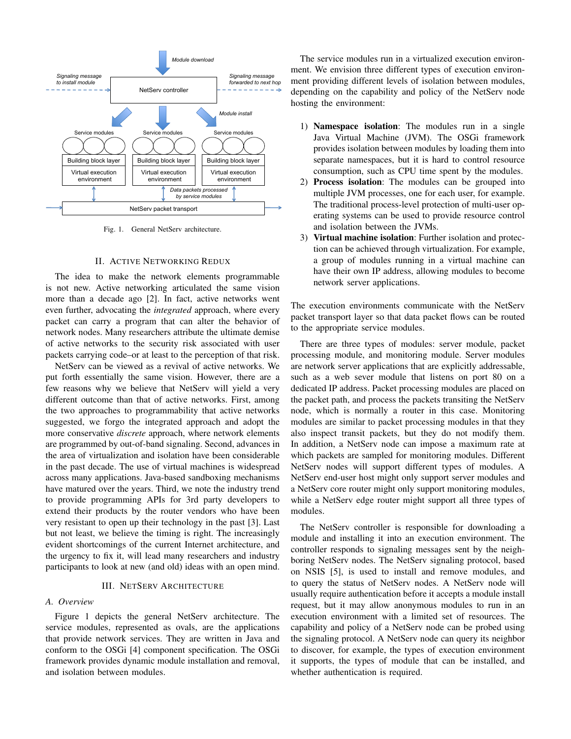Fig. 1. General NetServ architecture.

## II. Active Networking Redux

The idea to make the network elements programmable is not new. Active networking articulated the same vision more than a decade ago [2]. In fact, active networks went even further, advocating the *integrated* approach, where every packet can carry a program that can alter the behavior of network nodes. Many researchers attribute the ultimate demise of active networks to the security risk associated with user packets carrying code–or at least to the perception of that risk.

NetServ can be viewed as a revival of active networks. We put forth essentially the same vision. However, there are a few reasons why we believe that NetServ will yield a very different outcome than that of active networks. First, among the two approaches to programmability that active networks suggested, we forgo the integrated approach and adopt the more conservative *discrete* approach, where network elements are programmed by out-of-band signaling. Second, advances in the area of virtualization and isolation have been considerable in the past decade. The use of virtual machines is widespread across many applications. Java-based sandboxing mechanisms have matured over the years. Third, we note the industry trend to provide programming APIs for 3rd party developers to extend their products by the router vendors who have been very resistant to open up their technology in the past [3]. Last but not least, we believe the timing is right. The increasingly evident shortcomings of the current Internet architecture, and the urgency to fix it, will lead many researchers and industry participants to look at new (and old) ideas with an open mind.

## III. NetServ Architecture

### A. Overview

Figure 1 depicts the general NetServ architecture. The service modules, represented as ovals, are the applications that provide network services. They are written in Java and conform to the OSGi [4] component specification. The OSGi framework provides dynamic module installation and removal, and isolation between modules.

The service modules run in a virtualized execution environment. We envision three different types of execution environment providing different levels of isolation between modules, depending on the capability and policy of the NetServ node hosting the environment:

1) **Namespace isolation**: The modules run in a single Java Virtual Machine (JVM). The OSGi framework provides isolation between modules by loading them into separate namespaces, but it is hard to control resource consumption, such as CPU time spent by the modules.
2) **Process isolation**: The modules can be grouped into multiple JVM processes, one for each user, for example. The traditional process-level protection of multi-user operating systems can be used to provide resource control and isolation between the JVMs.
3) **Virtual machine isolation**: Further isolation and protection can be achieved through virtualization. For example, a group of modules running in a virtual machine can have their own IP address, allowing modules to become network server applications.

The execution environments communicate with the NetServ packet transport layer so that data packet flows can be routed to the appropriate service modules.

There are three types of modules: server module, packet processing module, and monitoring module. Server modules are network server applications that are explicitly addressable, such as a web sever module that listens on port 80 on a dedicated IP address. Packet processing modules are placed on the packet path, and process the packets transiting the NetServ node, which is normally a router in this case. Monitoring modules are similar to packet processing modules in that they also inspect transit packets, but they do not modify them. In addition, a NetServ node can impose a maximum rate at which packets are sampled for monitoring modules. Different NetServ nodes will support different types of modules. A NetServ end-user host might only support server modules and a NetServ core router might only support monitoring modules, while a NetServ edge router might support all three types of modules.

The NetServ controller is responsible for downloading a module and installing it into an execution environment. The controller responds to signaling messages sent by the neighboring NetServ nodes. The NetServ signaling protocol, based on NSIS [5], is used to install and remove modules, and to query the status of NetServ nodes. A NetServ node will usually require authentication before it accepts a module install request, but it may allow anonymous modules to run in an execution environment with a limited set of resources. The capability and policy of a NetServ node can be probed using the signaling protocol. A NetServ node can query its neighbor to discover, for example, the types of execution environment it supports, the types of module that can be installed, and whether authentication is required.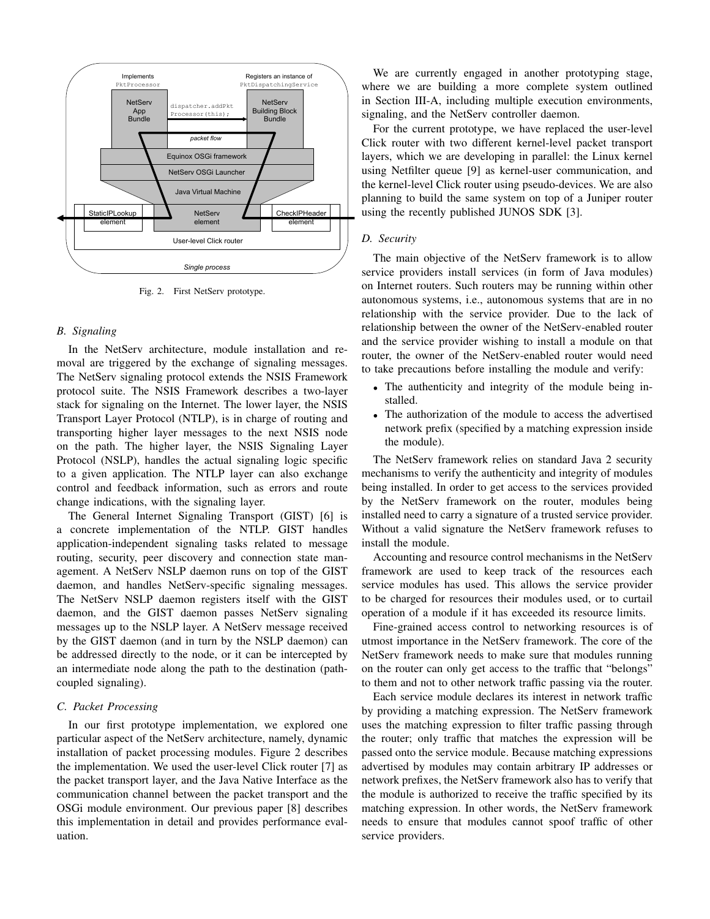Fig. 2. First NetServ prototype.

### B. Signaling

In the NetServ architecture, module installation and removal are triggered by the exchange of signaling messages. The NetServ signaling protocol extends the NSIS Framework protocol suite. The NSIS Framework describes a two-layer stack for signaling on the Internet. The lower layer, the NSIS Transport Layer Protocol (NTLP), is in charge of routing and transporting higher layer messages to the next NSIS node on the path. The higher layer, the NSIS Signaling Layer Protocol (NSLP), handles the actual signaling logic specific to a given application. The NTLP layer can also exchange control and feedback information, such as errors and route change indications, with the signaling layer.

The General Internet Signaling Transport (GIST) [6] is a concrete implementation of the NTLP. GIST handles application-independent signaling tasks related to message routing, security, peer discovery and connection state management. A NetServ NSLP daemon runs on top of the GIST daemon, and handles NetServ-specific signaling messages. The NetServ NSLP daemon registers itself with the GIST daemon, and the GIST daemon passes NetServ signaling messages up to the NSLP layer. A NetServ message received by the GIST daemon (and in turn by the NSLP daemon) can be addressed directly to the node, or it can be intercepted by an intermediate node along the path to the destination (path-coupled signaling).

### C. Packet Processing

In our first prototype implementation, we explored one particular aspect of the NetServ architecture, namely, dynamic installation of packet processing modules. Figure 2 describes the implementation. We used the user-level Click router [7] as the packet transport layer, and the Java Native Interface as the communication channel between the packet transport and the OSGi module environment. Our previous paper [8] describes this implementation in detail and provides performance evaluation.

We are currently engaged in another prototyping stage, where we are building a more complete system outlined in Section III-A, including multiple execution environments, signaling, and the NetServ controller daemon.

For the current prototype, we have replaced the user-level Click router with two different kernel-level packet transport layers, which we are developing in parallel: the Linux kernel using Netfilter queue [9] as kernel-user communication, and the kernel-level Click router using pseudo-devices. We are also planning to build the same system on top of a Juniper router using the recently published JUNOS SDK [3].

### D. Security

The main objective of the NetServ framework is to allow service providers install services (in form of Java modules) on Internet routers. Such routers may be running within other autonomous systems, i.e., autonomous systems that are in no relationship with the service provider. Due to the lack of relationship between the owner of the NetServ-enabled router and the service provider wishing to install a module on that router, the owner of the NetServ-enabled router would need to take precautions before installing the module and verify:

- The authenticity and integrity of the module being installed.
- The authorization of the module to access the advertised network prefix (specified by a matching expression inside the module).

The NetServ framework relies on standard Java 2 security mechanisms to verify the authenticity and integrity of modules being installed. In order to get access to the services provided by the NetServ framework on the router, modules being installed need to carry a signature of a trusted service provider. Without a valid signature the NetServ framework refuses to install the module.

Accounting and resource control mechanisms in the NetServ framework are used to keep track of the resources each service modules has used. This allows the service provider to be charged for resources their modules used, or to curtail operation of a module if it has exceeded its resource limits.

Fine-grained access control to networking resources is of utmost importance in the NetServ framework. The core of the NetServ framework needs to make sure that modules running on the router can only get access to the traffic that "belongs" to them and not to other network traffic passing via the router.

Each service module declares its interest in network traffic by providing a matching expression. The NetServ framework uses the matching expression to filter traffic passing through the router; only traffic that matches the expression will be passed onto the service module. Because matching expressions advertised by modules may contain arbitrary IP addresses or network prefixes, the NetServ framework also has to verify that the module is authorized to receive the traffic specified by its matching expression. In other words, the NetServ framework needs to ensure that modules cannot spoof traffic of other service providers.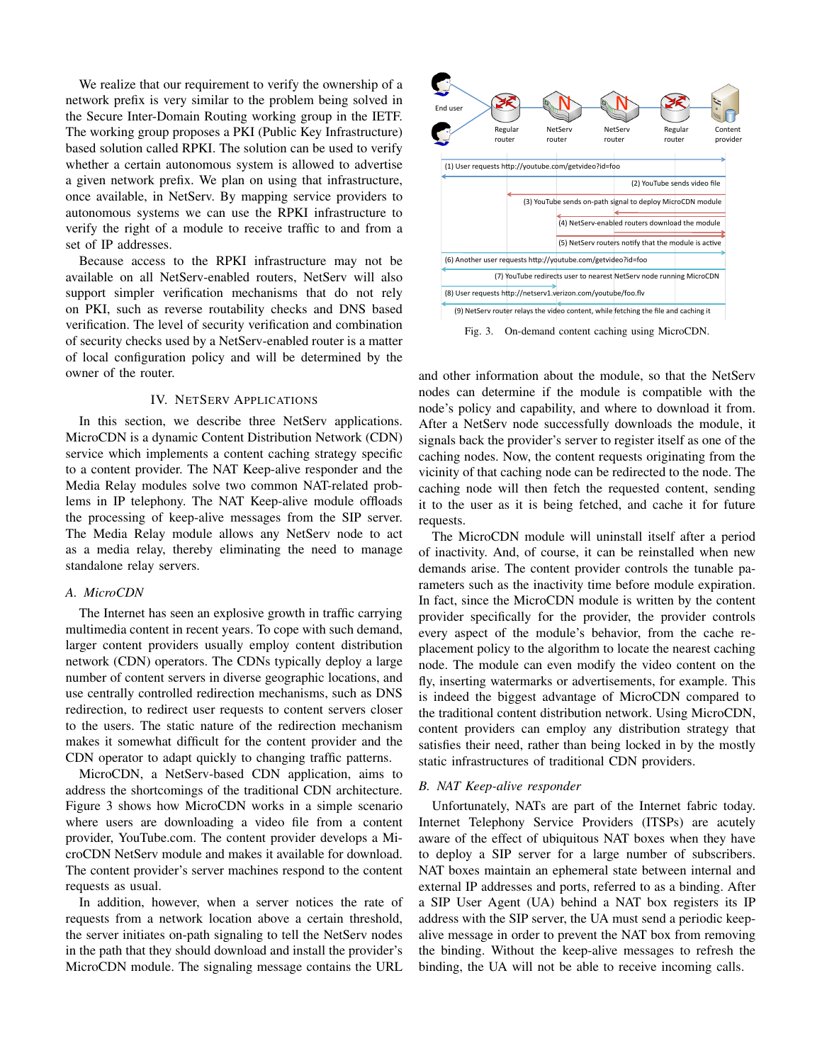We realize that our requirement to verify the ownership of a network prefix is very similar to the problem being solved in the Secure Inter-Domain Routing working group in the IETF. The working group proposes a PKI (Public Key Infrastructure) based solution called RPKI. The solution can be used to verify whether a certain autonomous system is allowed to advertise a given network prefix. We plan on using that infrastructure, once available, in NetServ. By mapping service providers to autonomous systems we can use the RPKI infrastructure to verify the right of a module to receive traffic to and from a set of IP addresses.

Because access to the RPKI infrastructure may not be available on all NetServ-enabled routers, NetServ will also support simpler verification mechanisms that do not rely on PKI, such as reverse routability checks and DNS based verification. The level of security verification and combination of security checks used by a NetServ-enabled router is a matter of local configuration policy and will be determined by the owner of the router.

## IV. NetServ Applications

In this section, we describe three NetServ applications. MicroCDN is a dynamic Content Distribution Network (CDN) service which implements a content caching strategy specific to a content provider. The NAT Keep-alive responder and the Media Relay modules solve two common NAT-related problems in IP telephony. The NAT Keep-alive module offloads the processing of keep-alive messages from the SIP server. The Media Relay module allows any NetServ node to act as a media relay, thereby eliminating the need to manage standalone relay servers.

### A. MicroCDN

The Internet has seen an explosive growth in traffic carrying multimedia content in recent years. To cope with such demand, larger content providers usually employ content distribution network (CDN) operators. The CDNs typically deploy a large number of content servers in diverse geographic locations, and use centrally controlled redirection mechanisms, such as DNS redirection, to redirect user requests to content servers closer to the users. The static nature of the redirection mechanism makes it somewhat difficult for the content provider and the CDN operator to adapt quickly to changing traffic patterns.

MicroCDN, a NetServ-based CDN application, aims to address the shortcomings of the traditional CDN architecture. Figure 3 shows how MicroCDN works in a simple scenario where users are downloading a video file from a content provider, YouTube.com. The content provider develops a MicroCDN NetServ module and makes it available for download. The content provider's server machines respond to the content requests as usual.

In addition, however, when a server notices the rate of requests from a network location above a certain threshold, the server initiates on-path signaling to tell the NetServ nodes in the path that they should download and install the provider's MicroCDN module. The signaling message contains the URL and other information about the module, so that the NetServ nodes can determine if the module is compatible with the node's policy and capability, and where to download it from. After a NetServ node successfully downloads the module, it signals back the provider's server to register itself as one of the caching nodes. Now, the content requests originating from the vicinity of that caching node can be redirected to the node. The caching node will then fetch the requested content, sending it to the user as it is being fetched, and cache it for future requests.

End user | Regular router | NetServ router | NetServ router | Regular router | Content provider

(1) User requests http://youtube.com/getvideo?id=foo
(2) YouTube sends video file
(3) YouTube sends on-path signal to deploy MicroCDN module
(4) NetServ-enabled routers download the module
(5) NetServ routers notify that the module is active
(6) Another user requests http://youtube.com/getvideo?id=foo
(7) YouTube redirects user to nearest NetServ node running MicroCDN
(8) User requests http://netserv1.verizon.com/youtube/foo.flv
(9) NetServ router relays the video content, while fetching the file and caching it

Fig. 3. On-demand content caching using MicroCDN.

The MicroCDN module will uninstall itself after a period of inactivity. And, of course, it can be reinstalled when new demands arise. The content provider controls the tunable parameters such as the inactivity time before module expiration. In fact, since the MicroCDN module is written by the content provider specifically for the provider, the provider controls every aspect of the module's behavior, from the cache replacement policy to the algorithm to locate the nearest caching node. The module can even modify the video content on the fly, inserting watermarks or advertisements, for example. This is indeed the biggest advantage of MicroCDN compared to the traditional content distribution network. Using MicroCDN, content providers can employ any distribution strategy that satisfies their need, rather than being locked in by the mostly static infrastructures of traditional CDN providers.

### B. NAT Keep-alive responder

Unfortunately, NATs are part of the Internet fabric today. Internet Telephony Service Providers (ITSPs) are acutely aware of the effect of ubiquitous NAT boxes when they have to deploy a SIP server for a large number of subscribers. NAT boxes maintain an ephemeral state between internal and external IP addresses and ports, referred to as a binding. After a SIP User Agent (UA) behind a NAT box registers its IP address with the SIP server, the UA must send a periodic keep-alive message in order to prevent the NAT box from removing the binding. Without the keep-alive messages to refresh the binding, the UA will not be able to receive incoming calls.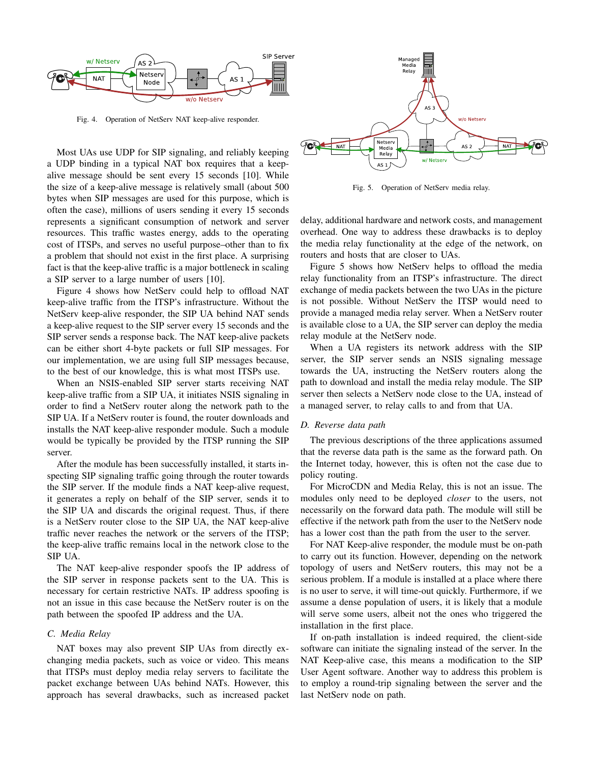Fig. 4. Operation of NetServ NAT keep-alive responder.

Most UAs use UDP for SIP signaling, and reliably keeping a UDP binding in a typical NAT box requires that a keep-alive message should be sent every 15 seconds [10]. While the size of a keep-alive message is relatively small (about 500 bytes when SIP messages are used for this purpose, which is often the case), millions of users sending it every 15 seconds represents a significant consumption of network and server resources. This traffic wastes energy, adds to the operating cost of ITSPs, and serves no useful purpose–other than to fix a problem that should not exist in the first place. A surprising fact is that the keep-alive traffic is a major bottleneck in scaling a SIP server to a large number of users [10].

Figure 4 shows how NetServ could help to offload NAT keep-alive traffic from the ITSP's infrastructure. Without the NetServ keep-alive responder, the SIP UA behind NAT sends a keep-alive request to the SIP server every 15 seconds and the SIP server sends a response back. The NAT keep-alive packets can be either short 4-byte packets or full SIP messages. For our implementation, we are using full SIP messages because, to the best of our knowledge, this is what most ITSPs use.

When an NSIS-enabled SIP server starts receiving NAT keep-alive traffic from a SIP UA, it initiates NSIS signaling in order to find a NetServ router along the network path to the SIP UA. If a NetServ router is found, the router downloads and installs the NAT keep-alive responder module. Such a module would be typically be provided by the ITSP running the SIP server.

After the module has been successfully installed, it starts inspecting SIP signaling traffic going through the router towards the SIP server. If the module finds a NAT keep-alive request, it generates a reply on behalf of the SIP server, sends it to the SIP UA and discards the original request. Thus, if there is a NetServ router close to the SIP UA, the NAT keep-alive traffic never reaches the network or the servers of the ITSP; the keep-alive traffic remains local in the network close to the SIP UA.

The NAT keep-alive responder spoofs the IP address of the SIP server in response packets sent to the UA. This is necessary for certain restrictive NATs. IP address spoofing is not an issue in this case because the NetServ router is on the path between the spoofed IP address and the UA.

### C. Media Relay

NAT boxes may also prevent SIP UAs from directly exchanging media packets, such as voice or video. This means that ITSPs must deploy media relay servers to facilitate the packet exchange between UAs behind NATs. However, this approach has several drawbacks, such as increased packet delay, additional hardware and network costs, and management overhead. One way to address these drawbacks is to deploy the media relay functionality at the edge of the network, on routers and hosts that are closer to UAs.

Fig. 5. Operation of NetServ media relay.

Figure 5 shows how NetServ helps to offload the media relay functionality from an ITSP's infrastructure. The direct exchange of media packets between the two UAs in the picture is not possible. Without NetServ the ITSP would need to provide a managed media relay server. When a NetServ router is available close to a UA, the SIP server can deploy the media relay module at the NetServ node.

When a UA registers its network address with the SIP server, the SIP server sends an NSIS signaling message towards the UA, instructing the NetServ routers along the path to download and install the media relay module. The SIP server then selects a NetServ node close to the UA, instead of a managed server, to relay calls to and from that UA.

### D. Reverse data path

The previous descriptions of the three applications assumed that the reverse data path is the same as the forward path. On the Internet today, however, this is often not the case due to policy routing.

For MicroCDN and Media Relay, this is not an issue. The modules only need to be deployed *closer* to the users, not necessarily on the forward data path. The module will still be effective if the network path from the user to the NetServ node has a lower cost than the path from the user to the server.

For NAT Keep-alive responder, the module must be on-path to carry out its function. However, depending on the network topology of users and NetServ routers, this may not be a serious problem. If a module is installed at a place where there is no user to serve, it will time-out quickly. Furthermore, if we assume a dense population of users, it is likely that a module will serve some users, albeit not the ones who triggered the installation in the first place.

If on-path installation is indeed required, the client-side software can initiate the signaling instead of the server. In the NAT Keep-alive case, this means a modification to the SIP User Agent software. Another way to address this problem is to employ a round-trip signaling between the server and the last NetServ node on path.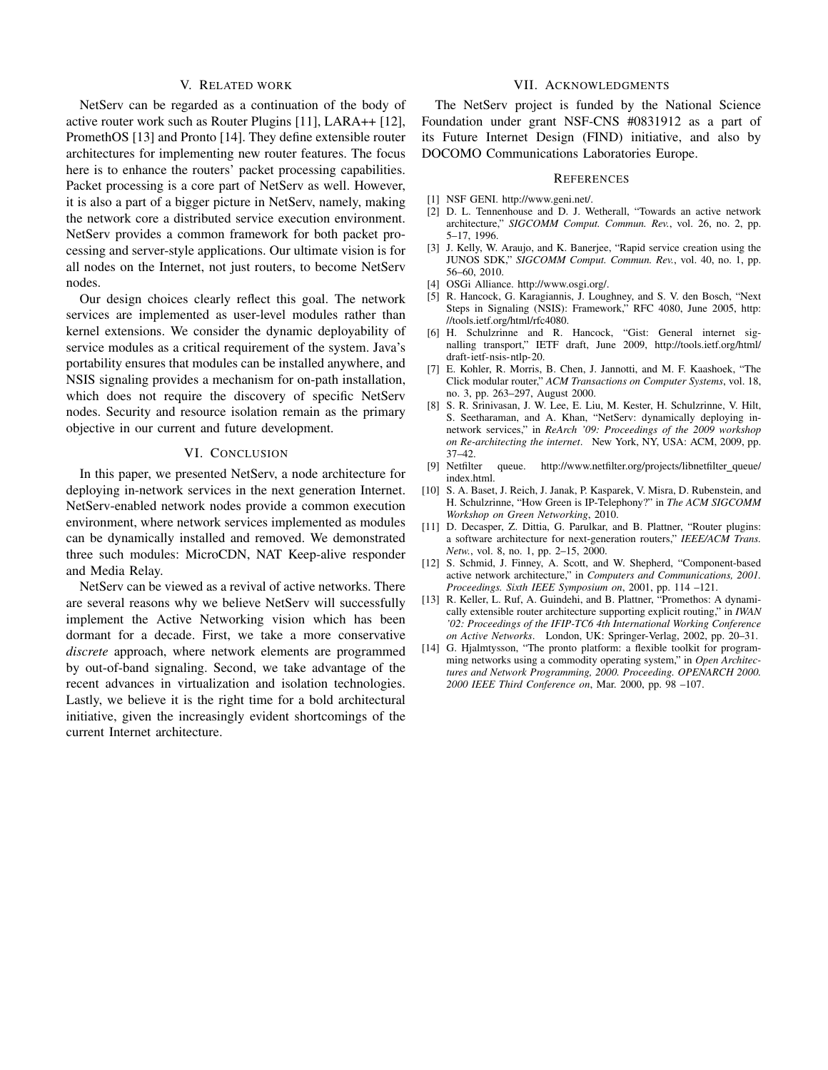## V. Related work

NetServ can be regarded as a continuation of the body of active router work such as Router Plugins [11], LARA++ [12], PromethOS [13] and Pronto [14]. They define extensible router architectures for implementing new router features. The focus here is to enhance the routers' packet processing capabilities. Packet processing is a core part of NetServ as well. However, it is also a part of a bigger picture in NetServ, namely, making the network core a distributed service execution environment. NetServ provides a common framework for both packet processing and server-style applications. Our ultimate vision is for all nodes on the Internet, not just routers, to become NetServ nodes.

Our design choices clearly reflect this goal. The network services are implemented as user-level modules rather than kernel extensions. We consider the dynamic deployability of service modules as a critical requirement of the system. Java's portability ensures that modules can be installed anywhere, and NSIS signaling provides a mechanism for on-path installation, which does not require the discovery of specific NetServ nodes. Security and resource isolation remain as the primary objective in our current and future development.

## VI. Conclusion

In this paper, we presented NetServ, a node architecture for deploying in-network services in the next generation Internet. NetServ-enabled network nodes provide a common execution environment, where network services implemented as modules can be dynamically installed and removed. We demonstrated three such modules: MicroCDN, NAT Keep-alive responder and Media Relay.

NetServ can be viewed as a revival of active networks. There are several reasons why we believe NetServ will successfully implement the Active Networking vision which has been dormant for a decade. First, we take a more conservative *discrete* approach, where network elements are programmed by out-of-band signaling. Second, we take advantage of the recent advances in virtualization and isolation technologies. Lastly, we believe it is the right time for a bold architectural initiative, given the increasingly evident shortcomings of the current Internet architecture.

## VII. Acknowledgments

The NetServ project is funded by the National Science Foundation under grant NSF-CNS #0831912 as a part of its Future Internet Design (FIND) initiative, and also by DOCOMO Communications Laboratories Europe.

## References

[1] NSF GENI. http://www.geni.net/.

[2] D. L. Tennenhouse and D. J. Wetherall, "Towards an active network architecture," *SIGCOMM Comput. Commun. Rev.*, vol. 26, no. 2, pp. 5–17, 1996.

[3] J. Kelly, W. Araujo, and K. Banerjee, "Rapid service creation using the JUNOS SDK," *SIGCOMM Comput. Commun. Rev.*, vol. 40, no. 1, pp. 56–60, 2010.

[4] OSGi Alliance. http://www.osgi.org/.

[5] R. Hancock, G. Karagiannis, J. Loughney, and S. V. den Bosch, "Next Steps in Signaling (NSIS): Framework," RFC 4080, June 2005, http://tools.ietf.org/html/rfc4080.

[6] H. Schulzrinne and R. Hancock, "Gist: General internet signalling transport," IETF draft, June 2009, http://tools.ietf.org/html/draft-ietf-nsis-ntlp-20.

[7] E. Kohler, R. Morris, B. Chen, J. Jannotti, and M. F. Kaashoek, "The Click modular router," *ACM Transactions on Computer Systems*, vol. 18, no. 3, pp. 263–297, August 2000.

[8] S. R. Srinivasan, J. W. Lee, E. Liu, M. Kester, H. Schulzrinne, V. Hilt, S. Seetharaman, and A. Khan, "NetServ: dynamically deploying in-network services," in *ReArch '09: Proceedings of the 2009 workshop on Re-architecting the internet*. New York, NY, USA: ACM, 2009, pp. 37–42.

[9] Netfilter queue. http://www.netfilter.org/projects/libnetfilter_queue/index.html.

[10] S. A. Baset, J. Reich, J. Janak, P. Kasparek, V. Misra, D. Rubenstein, and H. Schulzrinne, "How Green is IP-Telephony?" in *The ACM SIGCOMM Workshop on Green Networking*, 2010.

[11] D. Decasper, Z. Dittia, G. Parulkar, and B. Plattner, "Router plugins: a software architecture for next-generation routers," *IEEE/ACM Trans. Netw.*, vol. 8, no. 1, pp. 2–15, 2000.

[12] S. Schmid, J. Finney, A. Scott, and W. Shepherd, "Component-based active network architecture," in *Computers and Communications, 2001. Proceedings. Sixth IEEE Symposium on*, 2001, pp. 114 –121.

[13] R. Keller, L. Ruf, A. Guindehi, and B. Plattner, "Promethos: A dynamically extensible router architecture supporting explicit routing," in *IWAN '02: Proceedings of the IFIP-TC6 4th International Working Conference on Active Networks*. London, UK: Springer-Verlag, 2002, pp. 20–31.

[14] G. Hjalmtysson, "The pronto platform: a flexible toolkit for programming networks using a commodity operating system," in *Open Architectures and Network Programming, 2000. Proceeding. OPENARCH 2000. 2000 IEEE Third Conference on*, Mar. 2000, pp. 98 –107.